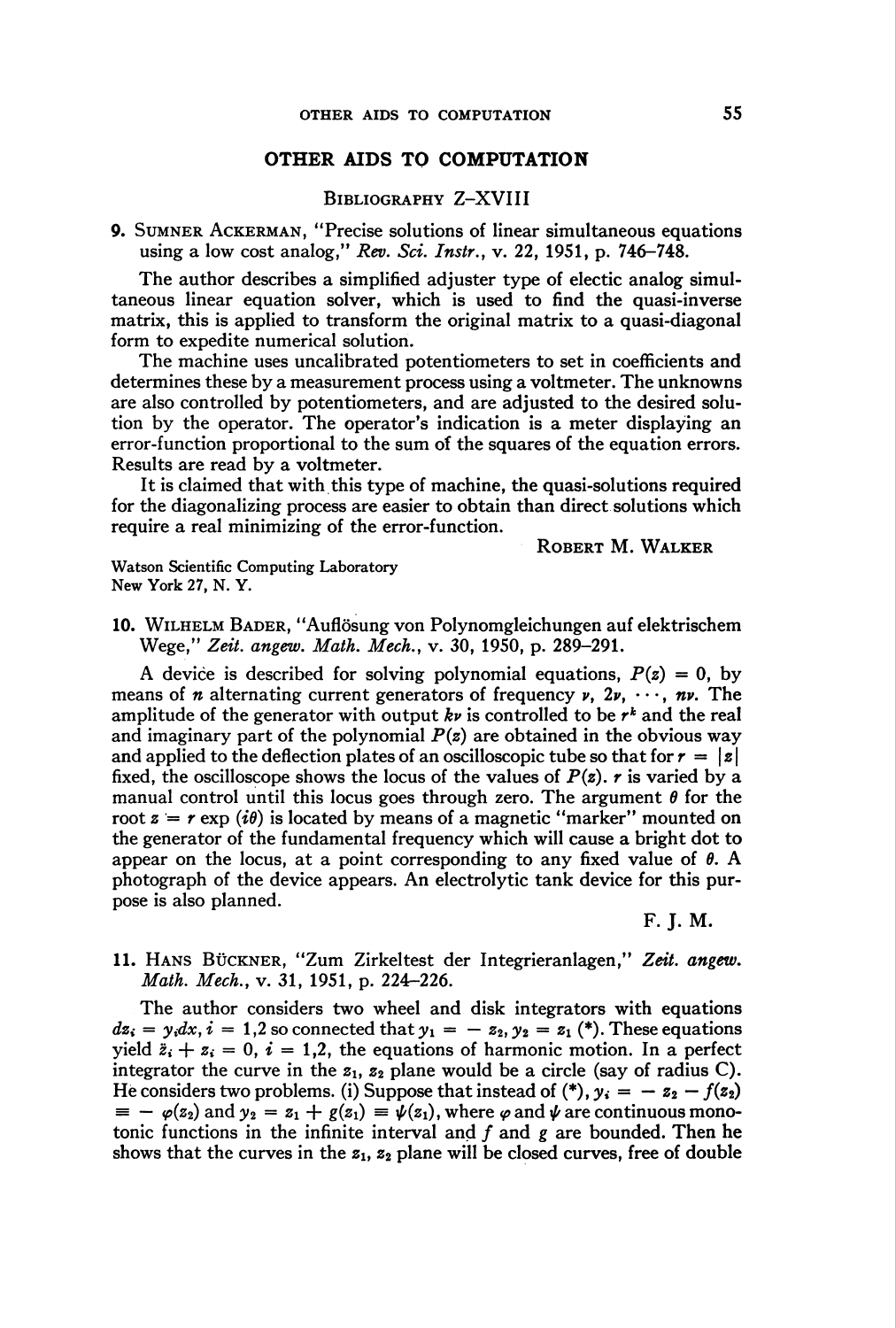## OTHER AIDS TO COMPUTATION

### Bibliography Z-XVIII

**9.** Sumner Ackerman, "Precise solutions of linear simultaneous equations using a low cost analog," *Rev. Sci. Instr.*, v. 22, 1951, p. 746–748.

The author describes a simplified adjuster type of electic analog simultaneous linear equation solver, which is used to find the quasi-inverse matrix, this is applied to transform the original matrix to a quasi-diagonal form to expedite numerical solution.

The machine uses uncalibrated potentiometers to set in coefficients and determines these by a measurement process using a voltmeter. The unknowns are also controlled by potentiometers, and are adjusted to the desired solution by the operator. The operator's indication is a meter displaying an error-function proportional to the sum of the squares of the equation errors. Results are read by a voltmeter.

It is claimed that with this type of machine, the quasi-solutions required for the diagonalizing process are easier to obtain than direct solutions which require a real minimizing of the error-function.

Robert M. Walker

Watson Scientific Computing Laboratory
New York 27, N. Y.

**10.** Wilhelm Bader, "Auflösung von Polynomgleichungen auf elektrischem Wege," *Zeit. angew. Math. Mech.*, v. 30, 1950, p. 289–291.

A device is described for solving polynomial equations, $P(z) = 0$, by means of $n$ alternating current generators of frequency $\nu$, $2\nu$, $\cdots$, $n\nu$. The amplitude of the generator with output $k\nu$ is controlled to be $r^k$ and the real and imaginary part of the polynomial $P(z)$ are obtained in the obvious way and applied to the deflection plates of an oscilloscopic tube so that for $r = |z|$ fixed, the oscilloscope shows the locus of the values of $P(z)$. $r$ is varied by a manual control until this locus goes through zero. The argument $\theta$ for the root $z = r \exp(i\theta)$ is located by means of a magnetic "marker" mounted on the generator of the fundamental frequency which will cause a bright dot to appear on the locus, at a point corresponding to any fixed value of $\theta$. A photograph of the device appears. An electrolytic tank device for this purpose is also planned.

F. J. M.

**11.** Hans Bückner, "Zum Zirkeltest der Integrieranlagen," *Zeit. angew. Math. Mech.*, v. 31, 1951, p. 224–226.

The author considers two wheel and disk integrators with equations $dz_i = y_i dx$, $i = 1,2$ so connected that $y_1 = -z_2$, $y_2 = z_1$ (*). These equations yield $\ddot{z}_i + z_i = 0$, $i = 1,2$, the equations of harmonic motion. In a perfect integrator the curve in the $z_1$, $z_2$ plane would be a circle (say of radius C). He considers two problems. (i) Suppose that instead of (*), $y_i = -z_2 - f(z_2) \equiv -\varphi(z_2)$ and $y_2 = z_1 + g(z_1) \equiv \psi(z_1)$, where $\varphi$ and $\psi$ are continuous monotonic functions in the infinite interval and $f$ and $g$ are bounded. Then he shows that the curves in the $z_1$, $z_2$ plane will be closed curves, free of double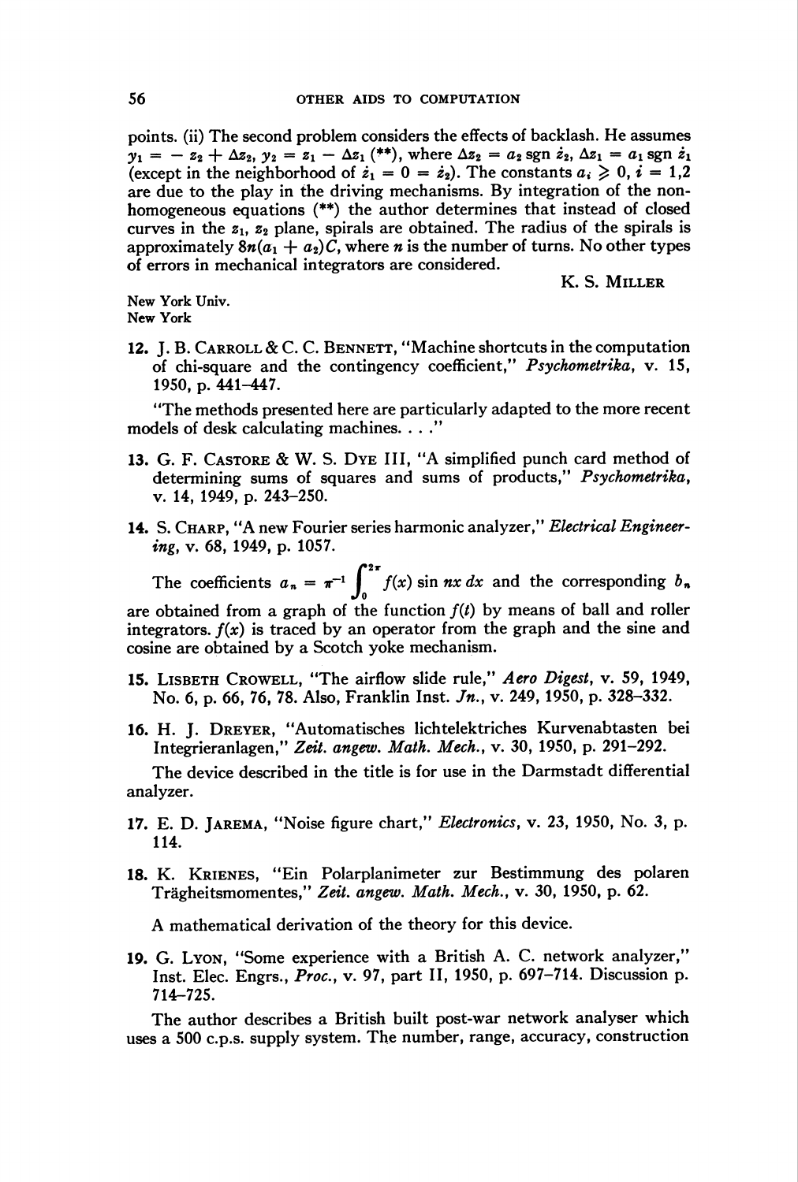points. (ii) The second problem considers the effects of backlash. He assumes $y_1 = -z_2 + \Delta z_2$, $y_2 = z_1 - \Delta z_1$ (**), where $\Delta z_2 = a_2 \operatorname{sgn} \dot{z}_2$, $\Delta z_1 = a_1 \operatorname{sgn} \dot{z}_1$ (except in the neighborhood of $\dot{z}_1 = 0 = \dot{z}_2$). The constants $a_i \geqslant 0$, $i = 1,2$ are due to the play in the driving mechanisms. By integration of the non-homogeneous equations (**) the author determines that instead of closed curves in the $z_1$, $z_2$ plane, spirals are obtained. The radius of the spirals is approximately $8n(a_1 + a_2)C$, where $n$ is the number of turns. No other types of errors in mechanical integrators are considered.

K. S. Miller

New York Univ.
New York

**12.** J. B. Carroll & C. C. Bennett, "Machine shortcuts in the computation of chi-square and the contingency coefficient," *Psychometrika*, v. 15, 1950, p. 441–447.

"The methods presented here are particularly adapted to the more recent models of desk calculating machines. . . ."

**13.** G. F. Castore & W. S. Dye III, "A simplified punch card method of determining sums of squares and sums of products," *Psychometrika*, v. 14, 1949, p. 243–250.

**14.** S. Charp, "A new Fourier series harmonic analyzer," *Electrical Engineering*, v. 68, 1949, p. 1057.

The coefficients $a_n = \pi^{-1} \int_0^{2\pi} f(x) \sin nx \, dx$ and the corresponding $b_n$ are obtained from a graph of the function $f(t)$ by means of ball and roller integrators. $f(x)$ is traced by an operator from the graph and the sine and cosine are obtained by a Scotch yoke mechanism.

**15.** Lisbeth Crowell, "The airflow slide rule," *Aero Digest*, v. 59, 1949, No. 6, p. 66, 76, 78. Also, Franklin Inst. *Jn.*, v. 249, 1950, p. 328–332.

**16.** H. J. Dreyer, "Automatisches lichtelektriches Kurvenabtasten bei Integrieranlagen," *Zeit. angew. Math. Mech.*, v. 30, 1950, p. 291–292.

The device described in the title is for use in the Darmstadt differential analyzer.

**17.** E. D. Jarema, "Noise figure chart," *Electronics*, v. 23, 1950, No. 3, p. 114.

**18.** K. Krienes, "Ein Polarplanimeter zur Bestimmung des polaren Trägheitsmomentes," *Zeit. angew. Math. Mech.*, v. 30, 1950, p. 62.

A mathematical derivation of the theory for this device.

**19.** G. Lyon, "Some experience with a British A. C. network analyzer," Inst. Elec. Engrs., *Proc.*, v. 97, part II, 1950, p. 697–714. Discussion p. 714–725.

The author describes a British built post-war network analyser which uses a 500 c.p.s. supply system. The number, range, accuracy, construction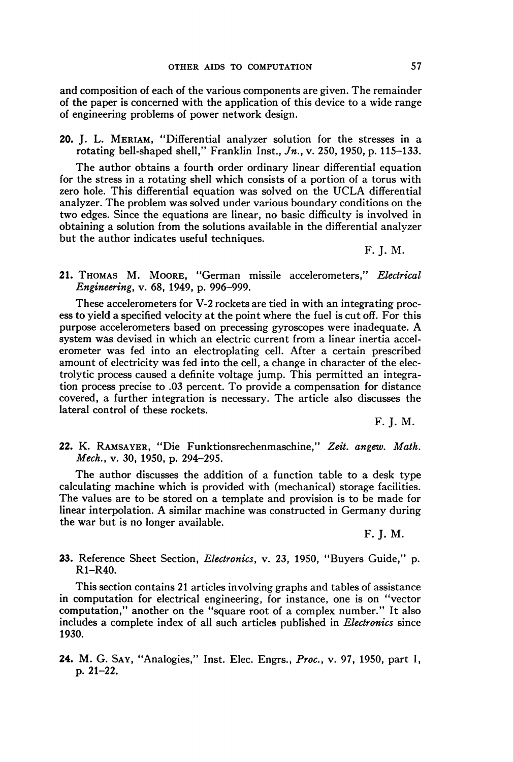and composition of each of the various components are given. The remainder of the paper is concerned with the application of this device to a wide range of engineering problems of power network design.

**20.** J. L. Meriam, "Differential analyzer solution for the stresses in a rotating bell-shaped shell," Franklin Inst., *Jn.*, v. 250, 1950, p. 115–133.

The author obtains a fourth order ordinary linear differential equation for the stress in a rotating shell which consists of a portion of a torus with zero hole. This differential equation was solved on the UCLA differential analyzer. The problem was solved under various boundary conditions on the two edges. Since the equations are linear, no basic difficulty is involved in obtaining a solution from the solutions available in the differential analyzer but the author indicates useful techniques.

F. J. M.

**21.** Thomas M. Moore, "German missile accelerometers," *Electrical Engineering*, v. 68, 1949, p. 996–999.

These accelerometers for V-2 rockets are tied in with an integrating process to yield a specified velocity at the point where the fuel is cut off. For this purpose accelerometers based on precessing gyroscopes were inadequate. A system was devised in which an electric current from a linear inertia accelerometer was fed into an electroplating cell. After a certain prescribed amount of electricity was fed into the cell, a change in character of the electrolytic process caused a definite voltage jump. This permitted an integration process precise to .03 percent. To provide a compensation for distance covered, a further integration is necessary. The article also discusses the lateral control of these rockets.

F. J. M.

**22.** K. Ramsayer, "Die Funktionsrechenmaschine," *Zeit. angew. Math. Mech.*, v. 30, 1950, p. 294–295.

The author discusses the addition of a function table to a desk type calculating machine which is provided with (mechanical) storage facilities. The values are to be stored on a template and provision is to be made for linear interpolation. A similar machine was constructed in Germany during the war but is no longer available.

F. J. M.

**23.** Reference Sheet Section, *Electronics*, v. 23, 1950, "Buyers Guide," p. R1–R40.

This section contains 21 articles involving graphs and tables of assistance in computation for electrical engineering, for instance, one is on "vector computation," another on the "square root of a complex number." It also includes a complete index of all such articles published in *Electronics* since 1930.

**24.** M. G. Say, "Analogies," Inst. Elec. Engrs., *Proc.*, v. 97, 1950, part I, p. 21–22.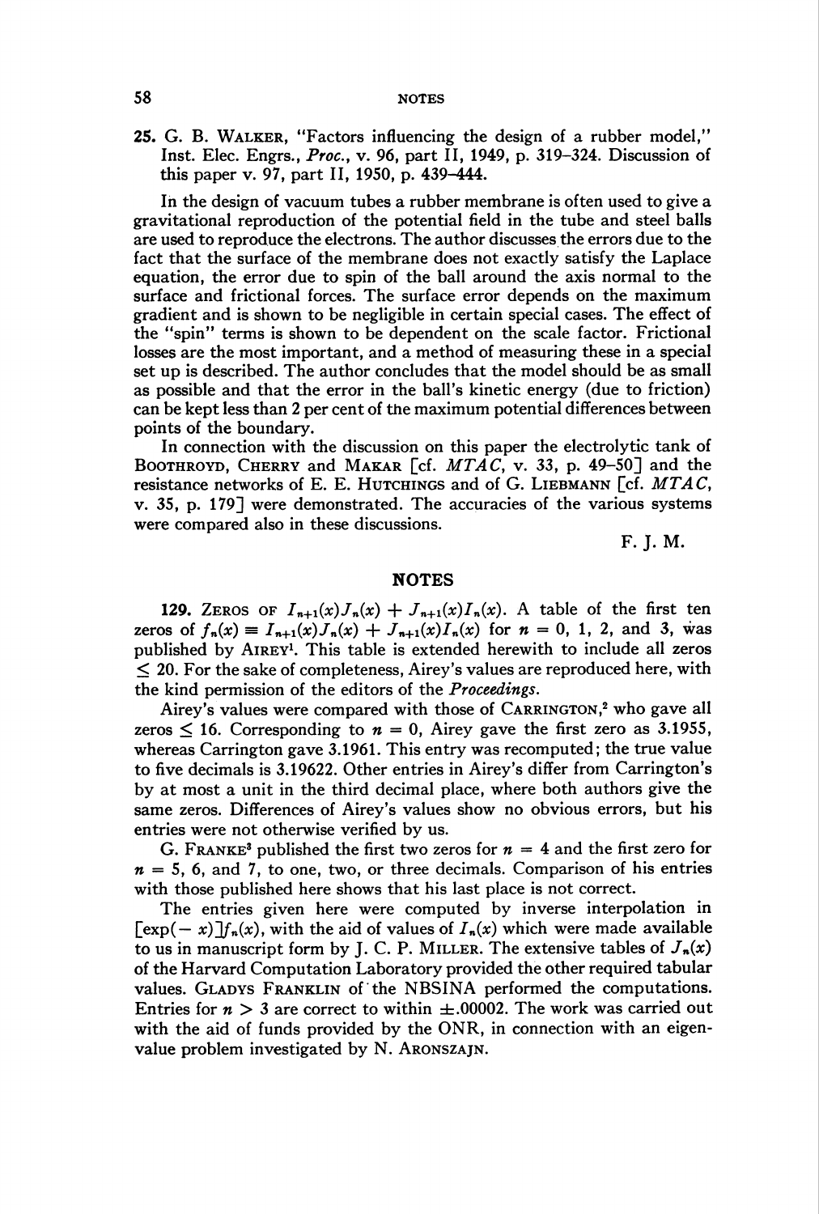**25.** G. B. WALKER, "Factors influencing the design of a rubber model," Inst. Elec. Engrs., *Proc.*, v. 96, part II, 1949, p. 319–324. Discussion of this paper v. 97, part II, 1950, p. 439–444.

In the design of vacuum tubes a rubber membrane is often used to give a gravitational reproduction of the potential field in the tube and steel balls are used to reproduce the electrons. The author discusses the errors due to the fact that the surface of the membrane does not exactly satisfy the Laplace equation, the error due to spin of the ball around the axis normal to the surface and frictional forces. The surface error depends on the maximum gradient and is shown to be negligible in certain special cases. The effect of the "spin" terms is shown to be dependent on the scale factor. Frictional losses are the most important, and a method of measuring these in a special set up is described. The author concludes that the model should be as small as possible and that the error in the ball's kinetic energy (due to friction) can be kept less than 2 per cent of the maximum potential differences between points of the boundary.

In connection with the discussion on this paper the electrolytic tank of BOOTHROYD, CHERRY and MAKAR [cf. *MTAC*, v. 33, p. 49–50] and the resistance networks of E. E. HUTCHINGS and of G. LIEBMANN [cf. *MTAC*, v. 35, p. 179] were demonstrated. The accuracies of the various systems were compared also in these discussions.

F. J. M.

## NOTES

**129.** ZEROS OF $I_{n+1}(x)J_n(x) + J_{n+1}(x)I_n(x)$. A table of the first ten zeros of $f_n(x) \equiv I_{n+1}(x)J_n(x) + J_{n+1}(x)I_n(x)$ for $n = 0, 1, 2,$ and $3$, was published by AIREY[1]. This table is extended herewith to include all zeros $\leq 20$. For the sake of completeness, Airey's values are reproduced here, with the kind permission of the editors of the *Proceedings*.

Airey's values were compared with those of CARRINGTON,[2] who gave all zeros $\leq 16$. Corresponding to $n = 0$, Airey gave the first zero as 3.1955, whereas Carrington gave 3.1961. This entry was recomputed; the true value to five decimals is 3.19622. Other entries in Airey's differ from Carrington's by at most a unit in the third decimal place, where both authors give the same zeros. Differences of Airey's values show no obvious errors, but his entries were not otherwise verified by us.

G. FRANKE[3] published the first two zeros for $n = 4$ and the first zero for $n = 5, 6,$ and $7$, to one, two, or three decimals. Comparison of his entries with those published here shows that his last place is not correct.

The entries given here were computed by inverse interpolation in $[\exp(-x)]f_n(x)$, with the aid of values of $I_n(x)$ which were made available to us in manuscript form by J. C. P. MILLER. The extensive tables of $J_n(x)$ of the Harvard Computation Laboratory provided the other required tabular values. GLADYS FRANKLIN of the NBSINA performed the computations. Entries for $n > 3$ are correct to within $\pm.00002$. The work was carried out with the aid of funds provided by the ONR, in connection with an eigenvalue problem investigated by N. ARONSZAJN.